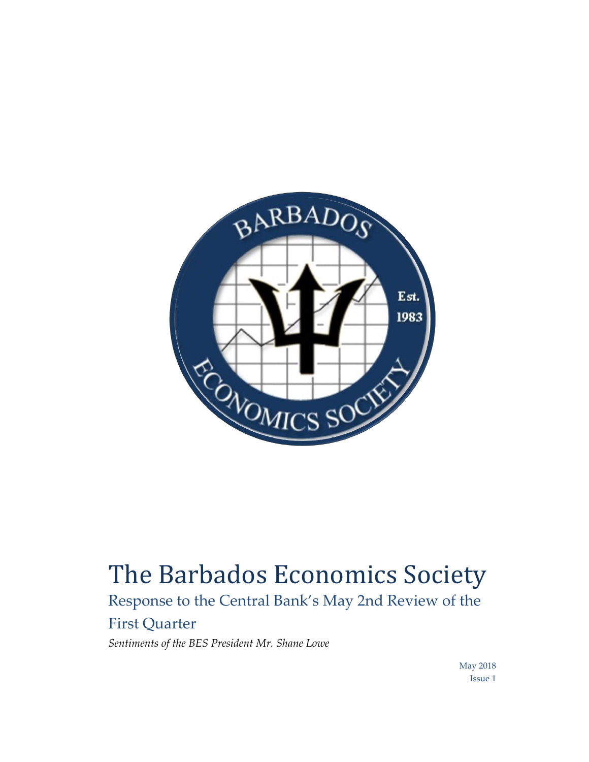# The Barbados Economics Society

## Response to the Central Bank's May 2nd Review of the First Quarter

*Sentiments of the BES President Mr. Shane Lowe*

May 2018
Issue 1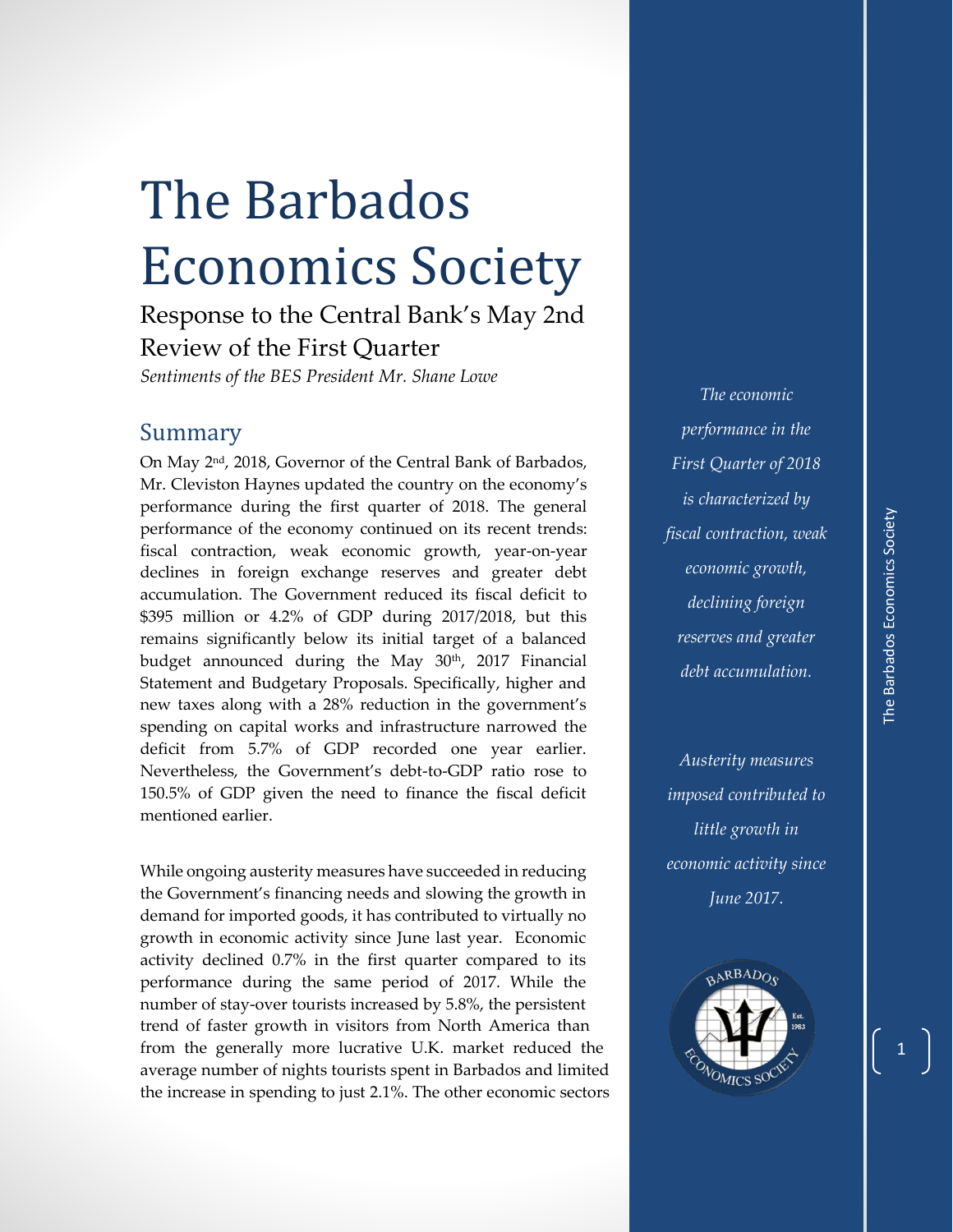# The Barbados Economics Society

Response to the Central Bank's May 2nd Review of the First Quarter

*Sentiments of the BES President Mr. Shane Lowe*

## Summary

On May 2nd, 2018, Governor of the Central Bank of Barbados, Mr. Cleviston Haynes updated the country on the economy's performance during the first quarter of 2018. The general performance of the economy continued on its recent trends: fiscal contraction, weak economic growth, year-on-year declines in foreign exchange reserves and greater debt accumulation. The Government reduced its fiscal deficit to $395 million or 4.2% of GDP during 2017/2018, but this remains significantly below its initial target of a balanced budget announced during the May 30th, 2017 Financial Statement and Budgetary Proposals. Specifically, higher and new taxes along with a 28% reduction in the government's spending on capital works and infrastructure narrowed the deficit from 5.7% of GDP recorded one year earlier. Nevertheless, the Government's debt-to-GDP ratio rose to 150.5% of GDP given the need to finance the fiscal deficit mentioned earlier.

While ongoing austerity measures have succeeded in reducing the Government's financing needs and slowing the growth in demand for imported goods, it has contributed to virtually no growth in economic activity since June last year. Economic activity declined 0.7% in the first quarter compared to its performance during the same period of 2017. While the number of stay-over tourists increased by 5.8%, the persistent trend of faster growth in visitors from North America than from the generally more lucrative U.K. market reduced the average number of nights tourists spent in Barbados and limited the increase in spending to just 2.1%. The other economic sectors

*The economic performance in the First Quarter of 2018 is characterized by fiscal contraction, weak economic growth, declining foreign reserves and greater debt accumulation.*

*Austerity measures imposed contributed to little growth in economic activity since June 2017.*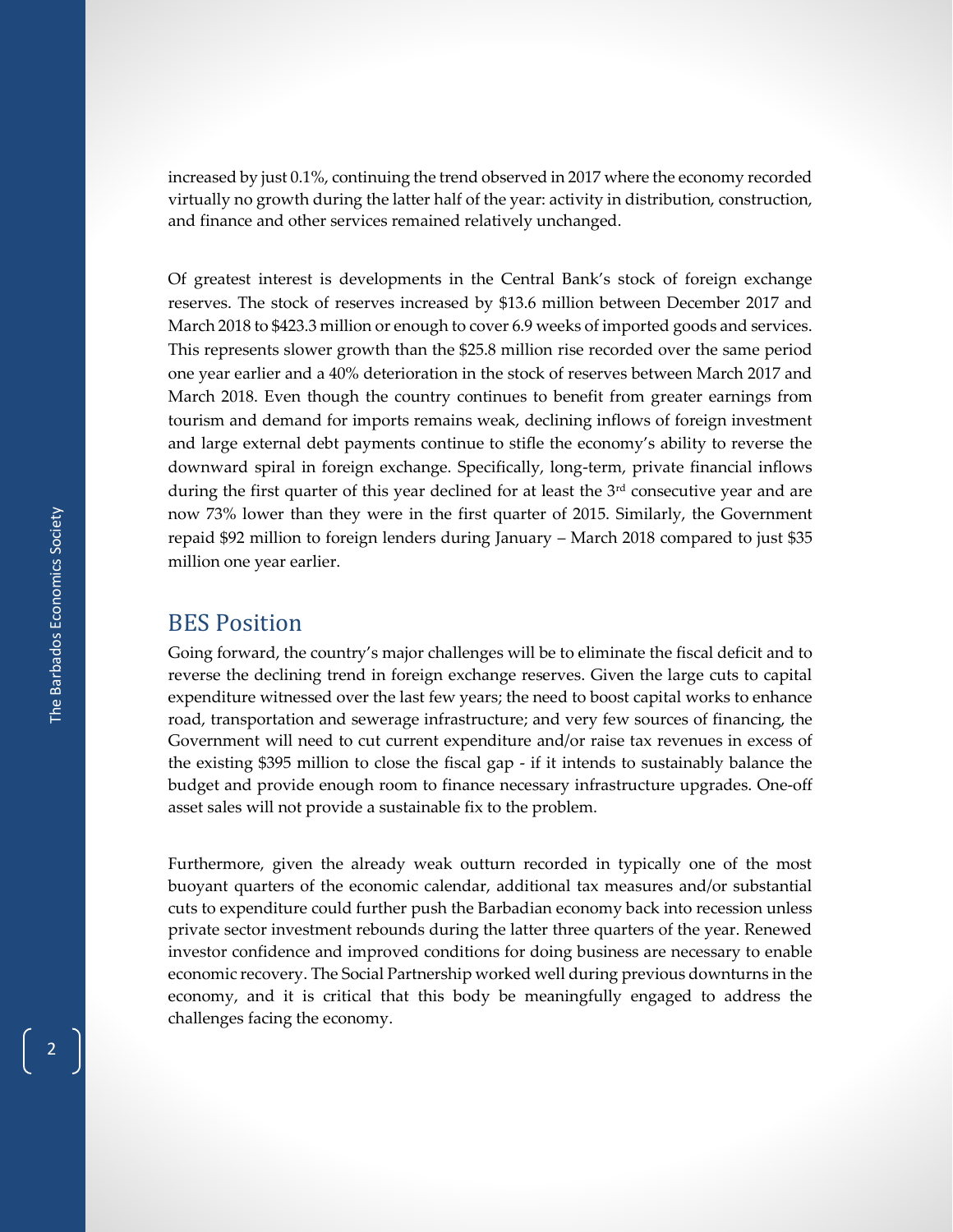increased by just 0.1%, continuing the trend observed in 2017 where the economy recorded virtually no growth during the latter half of the year: activity in distribution, construction, and finance and other services remained relatively unchanged.

Of greatest interest is developments in the Central Bank's stock of foreign exchange reserves. The stock of reserves increased by $13.6 million between December 2017 and March 2018 to $423.3 million or enough to cover 6.9 weeks of imported goods and services. This represents slower growth than the $25.8 million rise recorded over the same period one year earlier and a 40% deterioration in the stock of reserves between March 2017 and March 2018. Even though the country continues to benefit from greater earnings from tourism and demand for imports remains weak, declining inflows of foreign investment and large external debt payments continue to stifle the economy's ability to reverse the downward spiral in foreign exchange. Specifically, long-term, private financial inflows during the first quarter of this year declined for at least the 3rd consecutive year and are now 73% lower than they were in the first quarter of 2015. Similarly, the Government repaid $92 million to foreign lenders during January – March 2018 compared to just $35 million one year earlier.

## BES Position

Going forward, the country's major challenges will be to eliminate the fiscal deficit and to reverse the declining trend in foreign exchange reserves. Given the large cuts to capital expenditure witnessed over the last few years; the need to boost capital works to enhance road, transportation and sewerage infrastructure; and very few sources of financing, the Government will need to cut current expenditure and/or raise tax revenues in excess of the existing $395 million to close the fiscal gap - if it intends to sustainably balance the budget and provide enough room to finance necessary infrastructure upgrades. One-off asset sales will not provide a sustainable fix to the problem.

Furthermore, given the already weak outturn recorded in typically one of the most buoyant quarters of the economic calendar, additional tax measures and/or substantial cuts to expenditure could further push the Barbadian economy back into recession unless private sector investment rebounds during the latter three quarters of the year. Renewed investor confidence and improved conditions for doing business are necessary to enable economic recovery. The Social Partnership worked well during previous downturns in the economy, and it is critical that this body be meaningfully engaged to address the challenges facing the economy.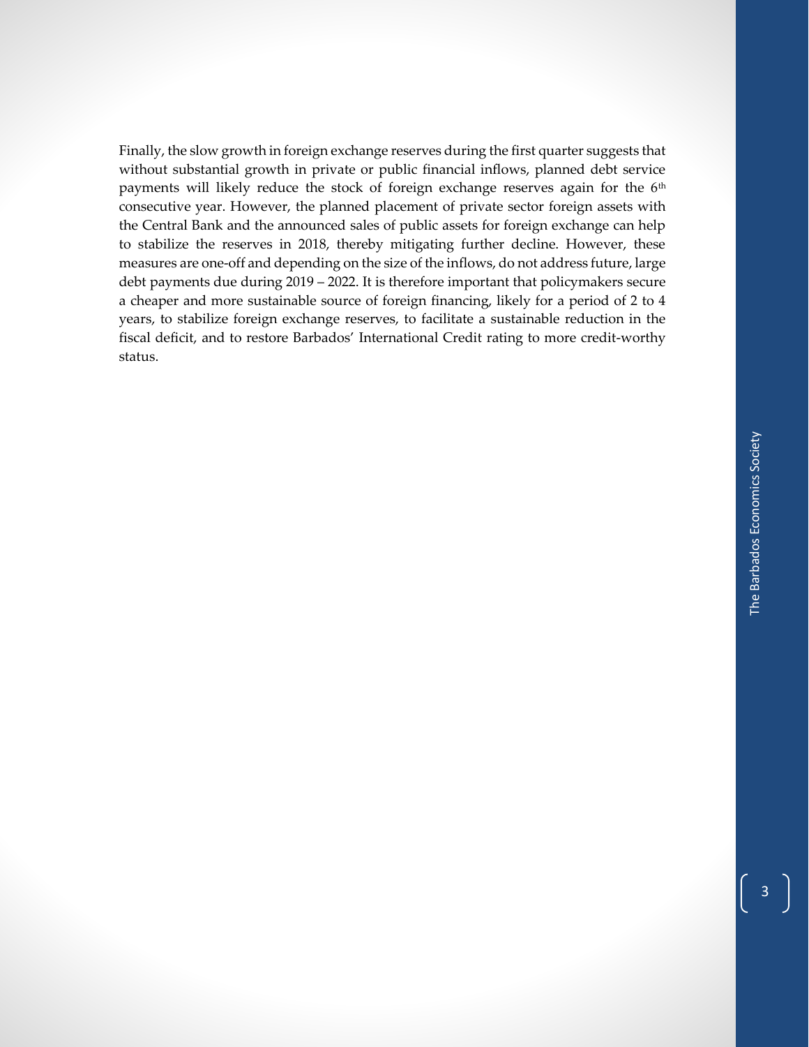Finally, the slow growth in foreign exchange reserves during the first quarter suggests that without substantial growth in private or public financial inflows, planned debt service payments will likely reduce the stock of foreign exchange reserves again for the $6^{th}$ consecutive year. However, the planned placement of private sector foreign assets with the Central Bank and the announced sales of public assets for foreign exchange can help to stabilize the reserves in 2018, thereby mitigating further decline. However, these measures are one-off and depending on the size of the inflows, do not address future, large debt payments due during 2019 – 2022. It is therefore important that policymakers secure a cheaper and more sustainable source of foreign financing, likely for a period of 2 to 4 years, to stabilize foreign exchange reserves, to facilitate a sustainable reduction in the fiscal deficit, and to restore Barbados' International Credit rating to more credit-worthy status.